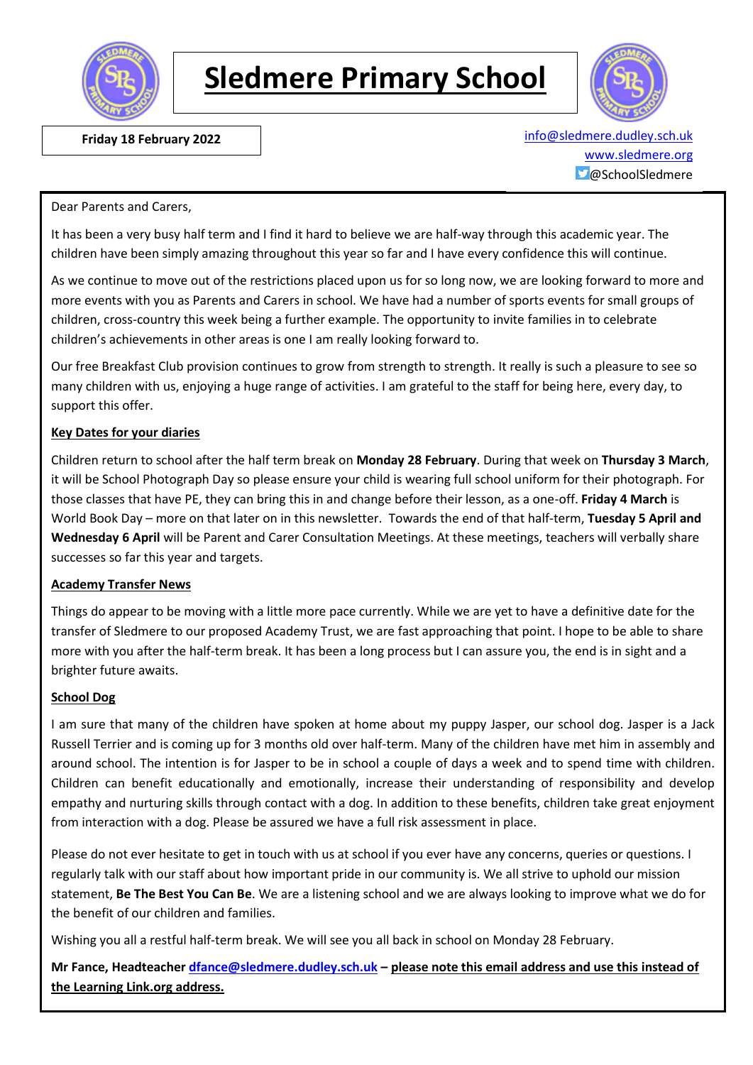# Sledmere Primary School

**Friday 18 February 2022**

info@sledmere.dudley.sch.uk
www.sledmere.org
@SchoolSledmere

Dear Parents and Carers,

It has been a very busy half term and I find it hard to believe we are half-way through this academic year. The children have been simply amazing throughout this year so far and I have every confidence this will continue.

As we continue to move out of the restrictions placed upon us for so long now, we are looking forward to more and more events with you as Parents and Carers in school. We have had a number of sports events for small groups of children, cross-country this week being a further example. The opportunity to invite families in to celebrate children's achievements in other areas is one I am really looking forward to.

Our free Breakfast Club provision continues to grow from strength to strength. It really is such a pleasure to see so many children with us, enjoying a huge range of activities. I am grateful to the staff for being here, every day, to support this offer.

**Key Dates for your diaries**

Children return to school after the half term break on **Monday 28 February**. During that week on **Thursday 3 March**, it will be School Photograph Day so please ensure your child is wearing full school uniform for their photograph. For those classes that have PE, they can bring this in and change before their lesson, as a one-off. **Friday 4 March** is World Book Day – more on that later on in this newsletter. Towards the end of that half-term, **Tuesday 5 April and Wednesday 6 April** will be Parent and Carer Consultation Meetings. At these meetings, teachers will verbally share successes so far this year and targets.

**Academy Transfer News**

Things do appear to be moving with a little more pace currently. While we are yet to have a definitive date for the transfer of Sledmere to our proposed Academy Trust, we are fast approaching that point. I hope to be able to share more with you after the half-term break. It has been a long process but I can assure you, the end is in sight and a brighter future awaits.

**School Dog**

I am sure that many of the children have spoken at home about my puppy Jasper, our school dog. Jasper is a Jack Russell Terrier and is coming up for 3 months old over half-term. Many of the children have met him in assembly and around school. The intention is for Jasper to be in school a couple of days a week and to spend time with children. Children can benefit educationally and emotionally, increase their understanding of responsibility and develop empathy and nurturing skills through contact with a dog. In addition to these benefits, children take great enjoyment from interaction with a dog. Please be assured we have a full risk assessment in place.

Please do not ever hesitate to get in touch with us at school if you ever have any concerns, queries or questions. I regularly talk with our staff about how important pride in our community is. We all strive to uphold our mission statement, **Be The Best You Can Be**. We are a listening school and we are always looking to improve what we do for the benefit of our children and families.

Wishing you all a restful half-term break. We will see you all back in school on Monday 28 February.

**Mr Fance, Headteacher dfance@sledmere.dudley.sch.uk – please note this email address and use this instead of the Learning Link.org address.**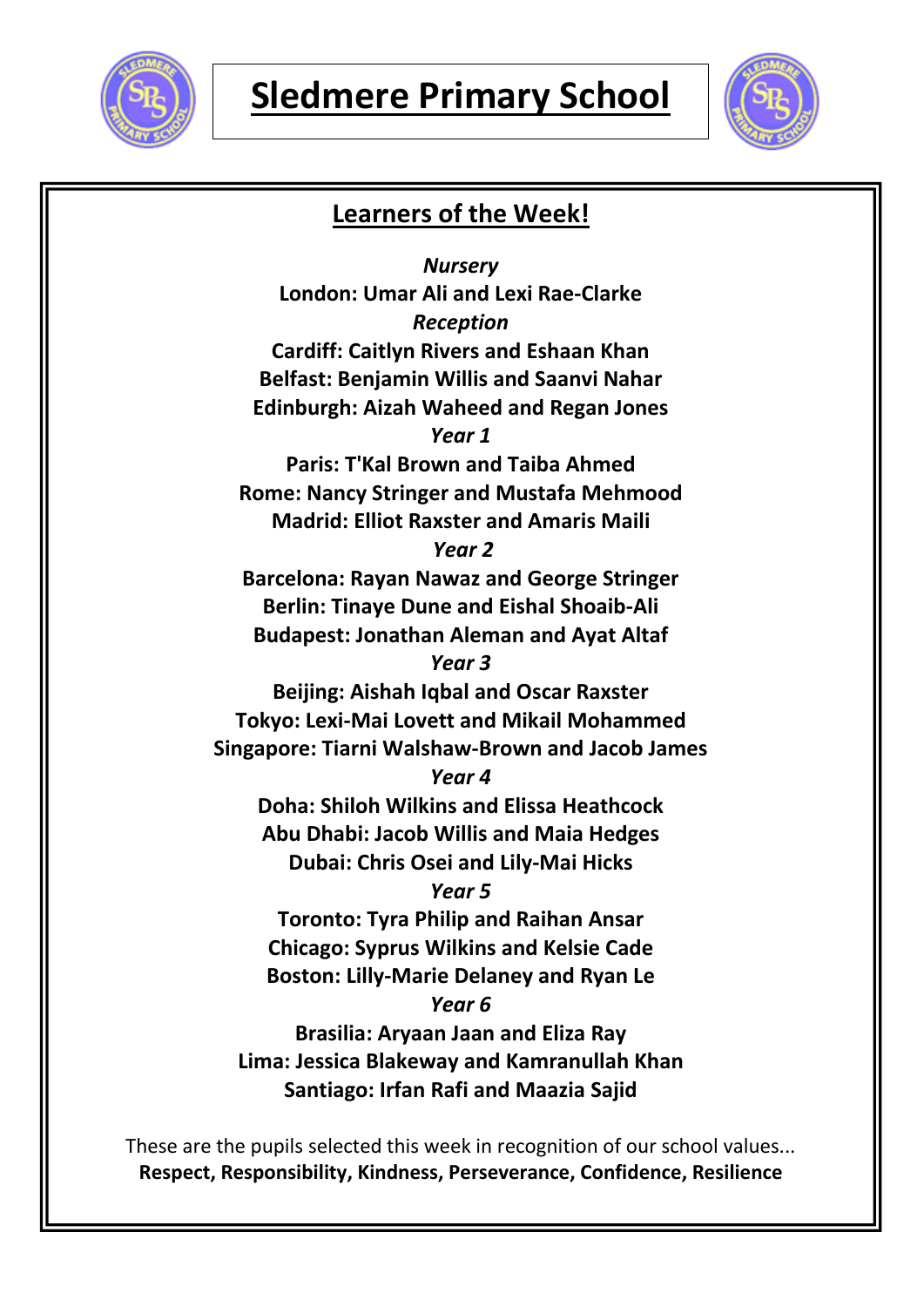# Sledmere Primary School

## Learners of the Week!

*Nursery*

**London: Umar Ali and Lexi Rae-Clarke**

*Reception*

**Cardiff: Caitlyn Rivers and Eshaan Khan**

**Belfast: Benjamin Willis and Saanvi Nahar**

**Edinburgh: Aizah Waheed and Regan Jones**

*Year 1*

**Paris: T'Kal Brown and Taiba Ahmed**

**Rome: Nancy Stringer and Mustafa Mehmood**

**Madrid: Elliot Raxster and Amaris Maili**

*Year 2*

**Barcelona: Rayan Nawaz and George Stringer**

**Berlin: Tinaye Dune and Eishal Shoaib-Ali**

**Budapest: Jonathan Aleman and Ayat Altaf**

*Year 3*

**Beijing: Aishah Iqbal and Oscar Raxster**

**Tokyo: Lexi-Mai Lovett and Mikail Mohammed**

**Singapore: Tiarni Walshaw-Brown and Jacob James**

*Year 4*

**Doha: Shiloh Wilkins and Elissa Heathcock**

**Abu Dhabi: Jacob Willis and Maia Hedges**

**Dubai: Chris Osei and Lily-Mai Hicks**

*Year 5*

**Toronto: Tyra Philip and Raihan Ansar**

**Chicago: Syprus Wilkins and Kelsie Cade**

**Boston: Lilly-Marie Delaney and Ryan Le**

*Year 6*

**Brasilia: Aryaan Jaan and Eliza Ray**

**Lima: Jessica Blakeway and Kamranullah Khan**

**Santiago: Irfan Rafi and Maazia Sajid**

These are the pupils selected this week in recognition of our school values...
**Respect, Responsibility, Kindness, Perseverance, Confidence, Resilience**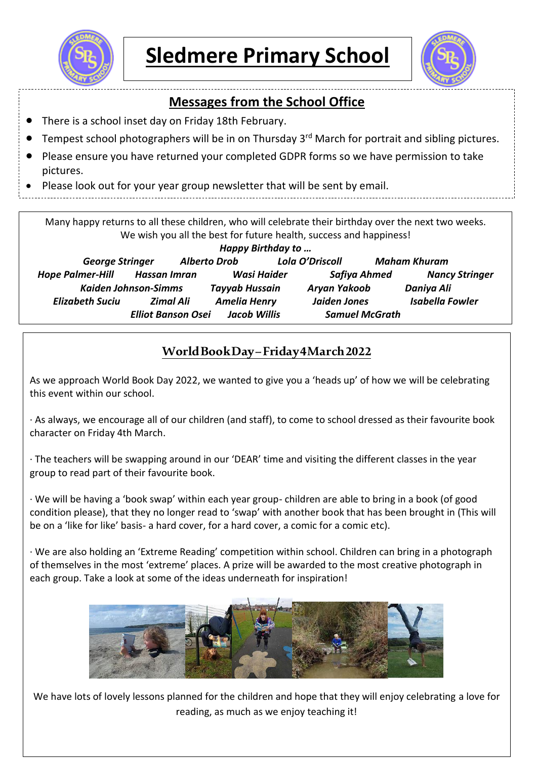# Sledmere Primary School

## Messages from the School Office

- There is a school inset day on Friday 18th February.
- Tempest school photographers will be in on Thursday 3rd March for portrait and sibling pictures.
- Please ensure you have returned your completed GDPR forms so we have permission to take pictures.
- Please look out for your year group newsletter that will be sent by email.

Many happy returns to all these children, who will celebrate their birthday over the next two weeks. We wish you all the best for future health, success and happiness!

***Happy Birthday to …***

***George Stringer*** ***Alberto Drob*** ***Lola O'Driscoll*** ***Maham Khuram***
***Hope Palmer-Hill*** ***Hassan Imran*** ***Wasi Haider*** ***Safiya Ahmed*** ***Nancy Stringer***
***Kaiden Johnson-Simms*** ***Tayyab Hussain*** ***Aryan Yakoob*** ***Daniya Ali***
***Elizabeth Suciu*** ***Zimal Ali*** ***Amelia Henry*** ***Jaiden Jones*** ***Isabella Fowler***
***Elliot Banson Osei*** ***Jacob Willis*** ***Samuel McGrath***

## World Book Day – Friday 4 March 2022

As we approach World Book Day 2022, we wanted to give you a 'heads up' of how we will be celebrating this event within our school.

· As always, we encourage all of our children (and staff), to come to school dressed as their favourite book character on Friday 4th March.

· The teachers will be swapping around in our 'DEAR' time and visiting the different classes in the year group to read part of their favourite book.

· We will be having a 'book swap' within each year group- children are able to bring in a book (of good condition please), that they no longer read to 'swap' with another book that has been brought in (This will be on a 'like for like' basis- a hard cover, for a hard cover, a comic for a comic etc).

· We are also holding an 'Extreme Reading' competition within school. Children can bring in a photograph of themselves in the most 'extreme' places. A prize will be awarded to the most creative photograph in each group. Take a look at some of the ideas underneath for inspiration!

We have lots of lovely lessons planned for the children and hope that they will enjoy celebrating a love for reading, as much as we enjoy teaching it!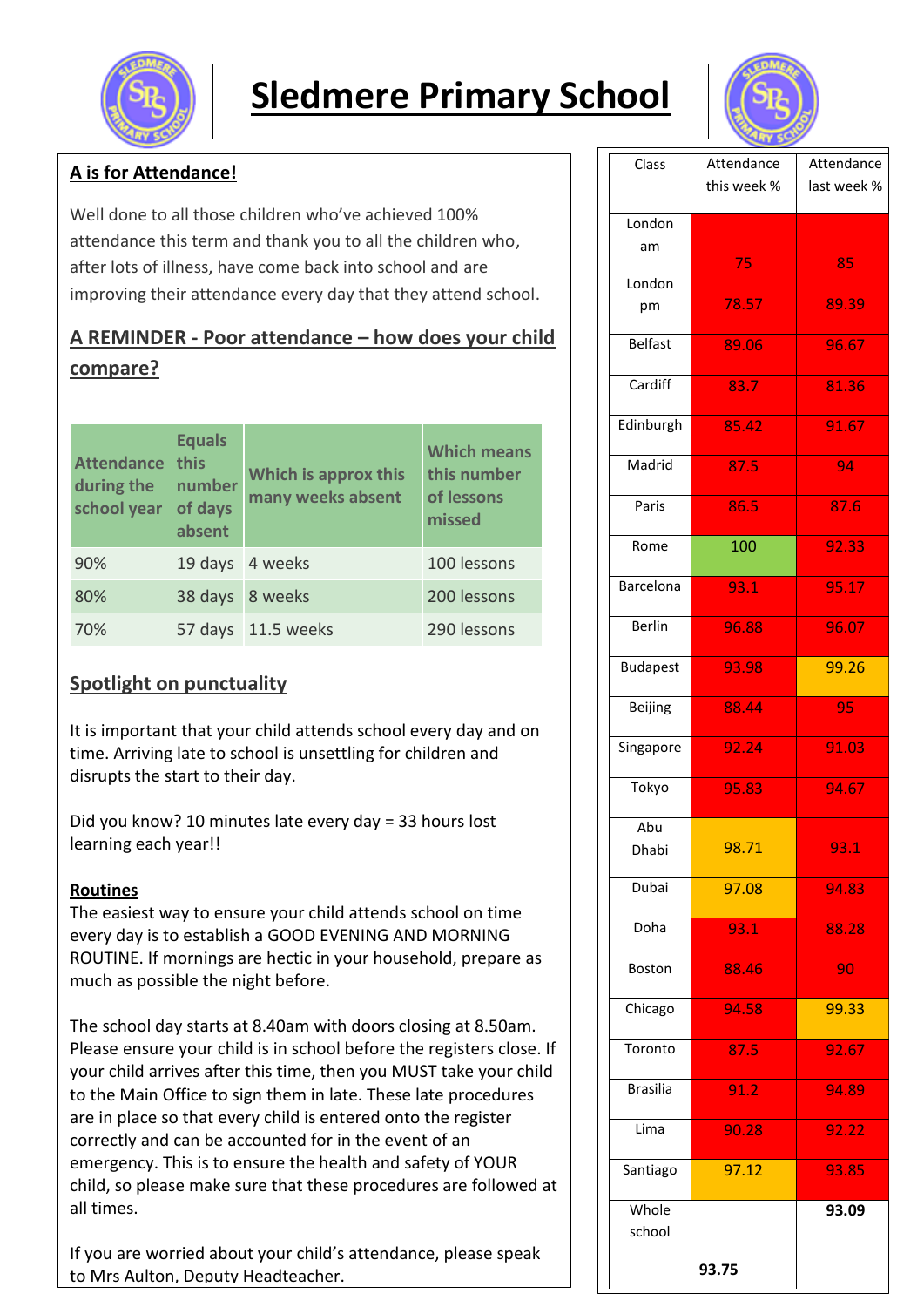# Sledmere Primary School

## A is for Attendance!

Well done to all those children who've achieved 100% attendance this term and thank you to all the children who, after lots of illness, have come back into school and are improving their attendance every day that they attend school.

## A REMINDER - Poor attendance – how does your child compare?

| Attendance during the school year | Equals this number of days absent | Which is approx this many weeks absent | Which means this number of lessons missed |
|---|---|---|---|
| 90% | 19 days | 4 weeks | 100 lessons |
| 80% | 38 days | 8 weeks | 200 lessons |
| 70% | 57 days | 11.5 weeks | 290 lessons |

## Spotlight on punctuality

It is important that your child attends school every day and on time. Arriving late to school is unsettling for children and disrupts the start to their day.

Did you know? 10 minutes late every day = 33 hours lost learning each year!!

**Routines**

The easiest way to ensure your child attends school on time every day is to establish a GOOD EVENING AND MORNING ROUTINE. If mornings are hectic in your household, prepare as much as possible the night before.

The school day starts at 8.40am with doors closing at 8.50am. Please ensure your child is in school before the registers close. If your child arrives after this time, then you MUST take your child to the Main Office to sign them in late. These late procedures are in place so that every child is entered onto the register correctly and can be accounted for in the event of an emergency. This is to ensure the health and safety of YOUR child, so please make sure that these procedures are followed at all times.

If you are worried about your child's attendance, please speak to Mrs Aulton, Deputy Headteacher.

| Class | Attendance this week % | Attendance last week % |
|---|---|---|
| London am | 75 | 85 |
| London pm | 78.57 | 89.39 |
| Belfast | 89.06 | 96.67 |
| Cardiff | 83.7 | 81.36 |
| Edinburgh | 85.42 | 91.67 |
| Madrid | 87.5 | 94 |
| Paris | 86.5 | 87.6 |
| Rome | 100 | 92.33 |
| Barcelona | 93.1 | 95.17 |
| Berlin | 96.88 | 96.07 |
| Budapest | 93.98 | 99.26 |
| Beijing | 88.44 | 95 |
| Singapore | 92.24 | 91.03 |
| Tokyo | 95.83 | 94.67 |
| Abu Dhabi | 98.71 | 93.1 |
| Dubai | 97.08 | 94.83 |
| Doha | 93.1 | 88.28 |
| Boston | 88.46 | 90 |
| Chicago | 94.58 | 99.33 |
| Toronto | 87.5 | 92.67 |
| Brasilia | 91.2 | 94.89 |
| Lima | 90.28 | 92.22 |
| Santiago | 97.12 | 93.85 |
| Whole school | **93.75** | **93.09** |